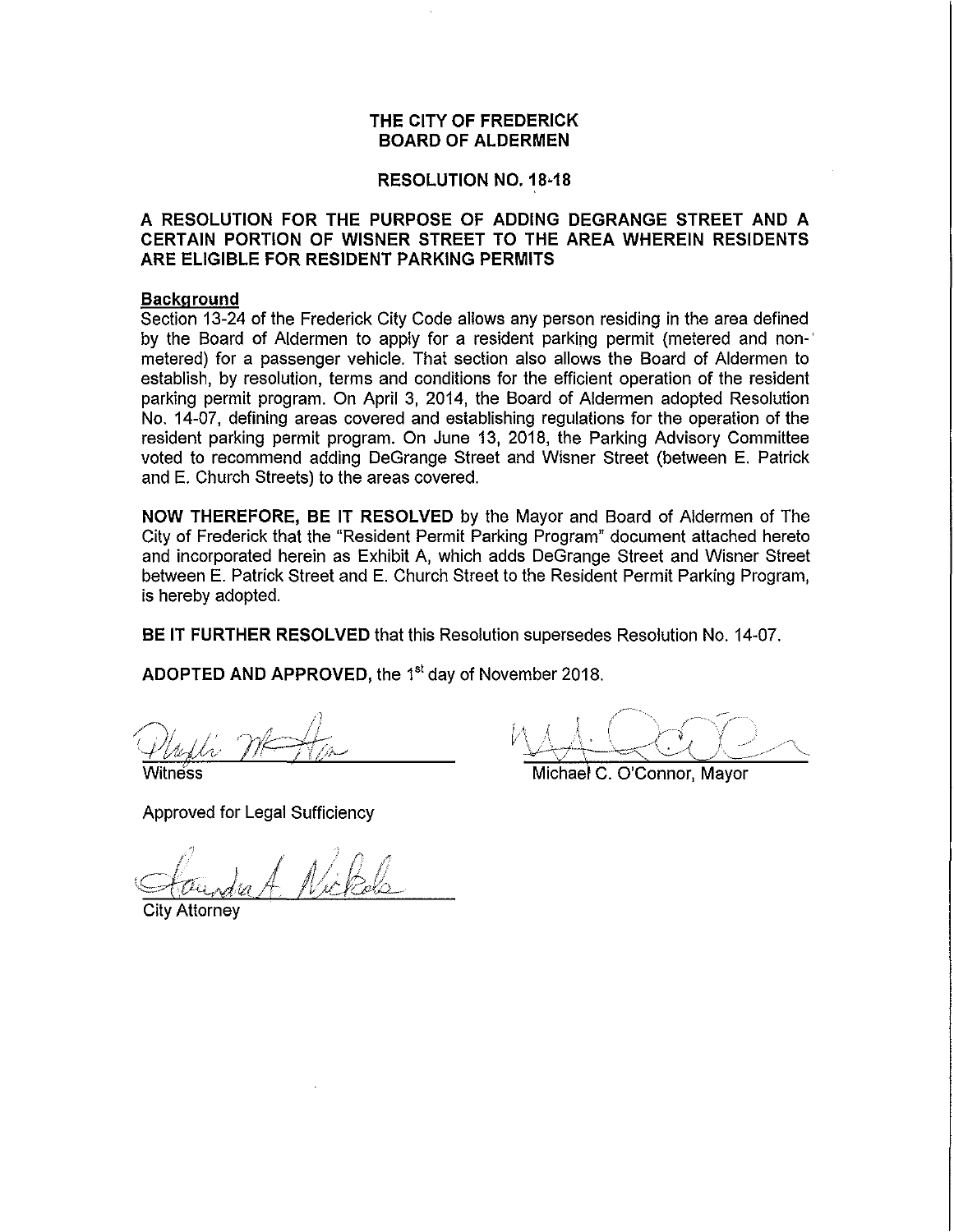# THE CITY OF FREDERICK
# BOARD OF ALDERMEN

## RESOLUTION NO. 18-18

### A RESOLUTION FOR THE PURPOSE OF ADDING DEGRANGE STREET AND A CERTAIN PORTION OF WISNER STREET TO THE AREA WHEREIN RESIDENTS ARE ELIGIBLE FOR RESIDENT PARKING PERMITS

**Background**

Section 13-24 of the Frederick City Code allows any person residing in the area defined by the Board of Aldermen to apply for a resident parking permit (metered and non-metered) for a passenger vehicle. That section also allows the Board of Aldermen to establish, by resolution, terms and conditions for the efficient operation of the resident parking permit program. On April 3, 2014, the Board of Aldermen adopted Resolution No. 14-07, defining areas covered and establishing regulations for the operation of the resident parking permit program. On June 13, 2018, the Parking Advisory Committee voted to recommend adding DeGrange Street and Wisner Street (between E. Patrick and E. Church Streets) to the areas covered.

**NOW THEREFORE, BE IT RESOLVED** by the Mayor and Board of Aldermen of The City of Frederick that the "Resident Permit Parking Program" document attached hereto and incorporated herein as Exhibit A, which adds DeGrange Street and Wisner Street between E. Patrick Street and E. Church Street to the Resident Permit Parking Program, is hereby adopted.

**BE IT FURTHER RESOLVED** that this Resolution supersedes Resolution No. 14-07.

**ADOPTED AND APPROVED,** the 1st day of November 2018.

Witness

Michael C. O'Connor, Mayor

Approved for Legal Sufficiency

City Attorney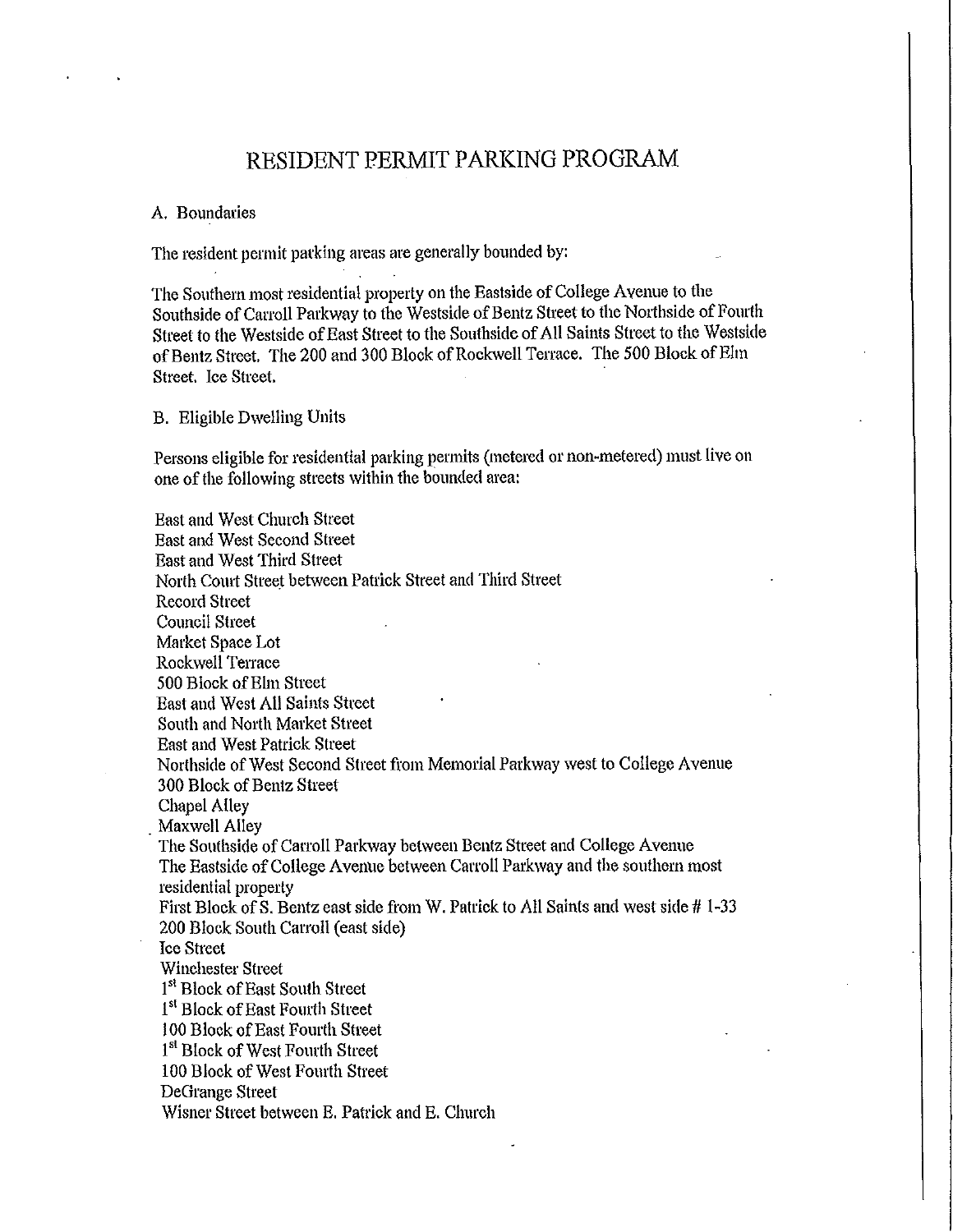# RESIDENT PERMIT PARKING PROGRAM

A. Boundaries

The resident permit parking areas are generally bounded by:

The Southern most residential property on the Eastside of College Avenue to the Southside of Carroll Parkway to the Westside of Bentz Street to the Northside of Fourth Street to the Westside of East Street to the Southside of All Saints Street to the Westside of Bentz Street. The 200 and 300 Block of Rockwell Terrace. The 500 Block of Elm Street. Ice Street.

B. Eligible Dwelling Units

Persons eligible for residential parking permits (metered or non-metered) must live on one of the following streets within the bounded area:

East and West Church Street
East and West Second Street
East and West Third Street
North Court Street between Patrick Street and Third Street
Record Street
Council Street
Market Space Lot
Rockwell Terrace
500 Block of Elm Street
East and West All Saints Street
South and North Market Street
East and West Patrick Street
Northside of West Second Street from Memorial Parkway west to College Avenue
300 Block of Bentz Street
Chapel Alley
Maxwell Alley
The Southside of Carroll Parkway between Bentz Street and College Avenue
The Eastside of College Avenue between Carroll Parkway and the southern most residential property
First Block of S. Bentz east side from W. Patrick to All Saints and west side # 1-33
200 Block South Carroll (east side)
Ice Street
Winchester Street
1st Block of East South Street
1st Block of East Fourth Street
100 Block of East Fourth Street
1st Block of West Fourth Street
100 Block of West Fourth Street
DeGrange Street
Wisner Street between E. Patrick and E. Church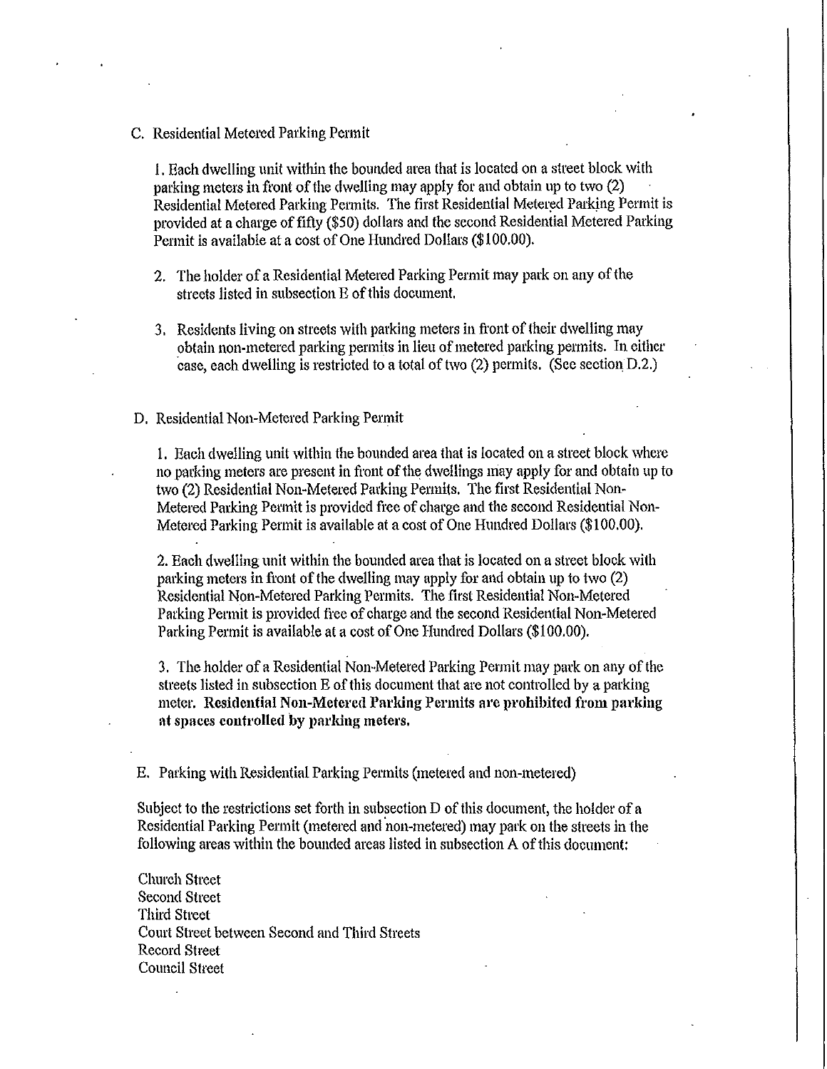C. Residential Metered Parking Permit

1. Each dwelling unit within the bounded area that is located on a street block with parking meters in front of the dwelling may apply for and obtain up to two (2) Residential Metered Parking Permits. The first Residential Metered Parking Permit is provided at a charge of fifty ($50) dollars and the second Residential Metered Parking Permit is available at a cost of One Hundred Dollars ($100.00).

2. The holder of a Residential Metered Parking Permit may park on any of the streets listed in subsection E of this document.

3. Residents living on streets with parking meters in front of their dwelling may obtain non-metered parking permits in lieu of metered parking permits. In either case, each dwelling is restricted to a total of two (2) permits. (See section D.2.)

D. Residential Non-Metered Parking Permit

1. Each dwelling unit within the bounded area that is located on a street block where no parking meters are present in front of the dwellings may apply for and obtain up to two (2) Residential Non-Metered Parking Permits. The first Residential Non-Metered Parking Permit is provided free of charge and the second Residential Non-Metered Parking Permit is available at a cost of One Hundred Dollars ($100.00).

2. Each dwelling unit within the bounded area that is located on a street block with parking meters in front of the dwelling may apply for and obtain up to two (2) Residential Non-Metered Parking Permits. The first Residential Non-Metered Parking Permit is provided free of charge and the second Residential Non-Metered Parking Permit is available at a cost of One Hundred Dollars ($100.00).

3. The holder of a Residential Non-Metered Parking Permit may park on any of the streets listed in subsection E of this document that are not controlled by a parking meter. **Residential Non-Metered Parking Permits are prohibited from parking at spaces controlled by parking meters.**

E. Parking with Residential Parking Permits (metered and non-metered)

Subject to the restrictions set forth in subsection D of this document, the holder of a Residential Parking Permit (metered and non-metered) may park on the streets in the following areas within the bounded areas listed in subsection A of this document:

Church Street
Second Street
Third Street
Court Street between Second and Third Streets
Record Street
Council Street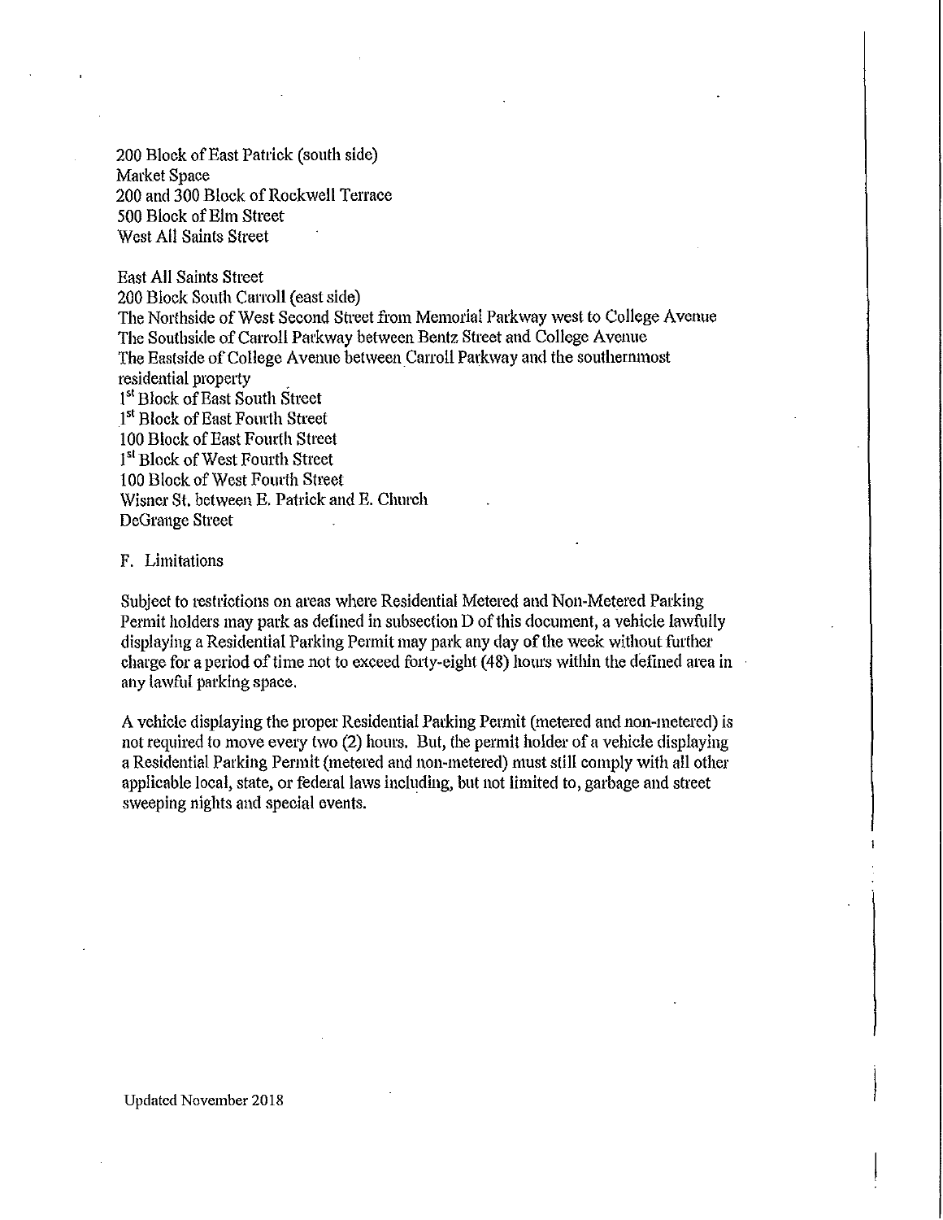200 Block of East Patrick (south side)
Market Space
200 and 300 Block of Rockwell Terrace
500 Block of Elm Street
West All Saints Street

East All Saints Street
200 Block South Carroll (east side)
The Northside of West Second Street from Memorial Parkway west to College Avenue
The Southside of Carroll Parkway between Bentz Street and College Avenue
The Eastside of College Avenue between Carroll Parkway and the southernmost residential property
1st Block of East South Street
1st Block of East Fourth Street
100 Block of East Fourth Street
1st Block of West Fourth Street
100 Block of West Fourth Street
Wisner St. between E. Patrick and E. Church
DeGrange Street

F. Limitations

Subject to restrictions on areas where Residential Metered and Non-Metered Parking Permit holders may park as defined in subsection D of this document, a vehicle lawfully displaying a Residential Parking Permit may park any day of the week without further charge for a period of time not to exceed forty-eight (48) hours within the defined area in any lawful parking space.

A vehicle displaying the proper Residential Parking Permit (metered and non-metered) is not required to move every two (2) hours. But, the permit holder of a vehicle displaying a Residential Parking Permit (metered and non-metered) must still comply with all other applicable local, state, or federal laws including, but not limited to, garbage and street sweeping nights and special events.

Updated November 2018